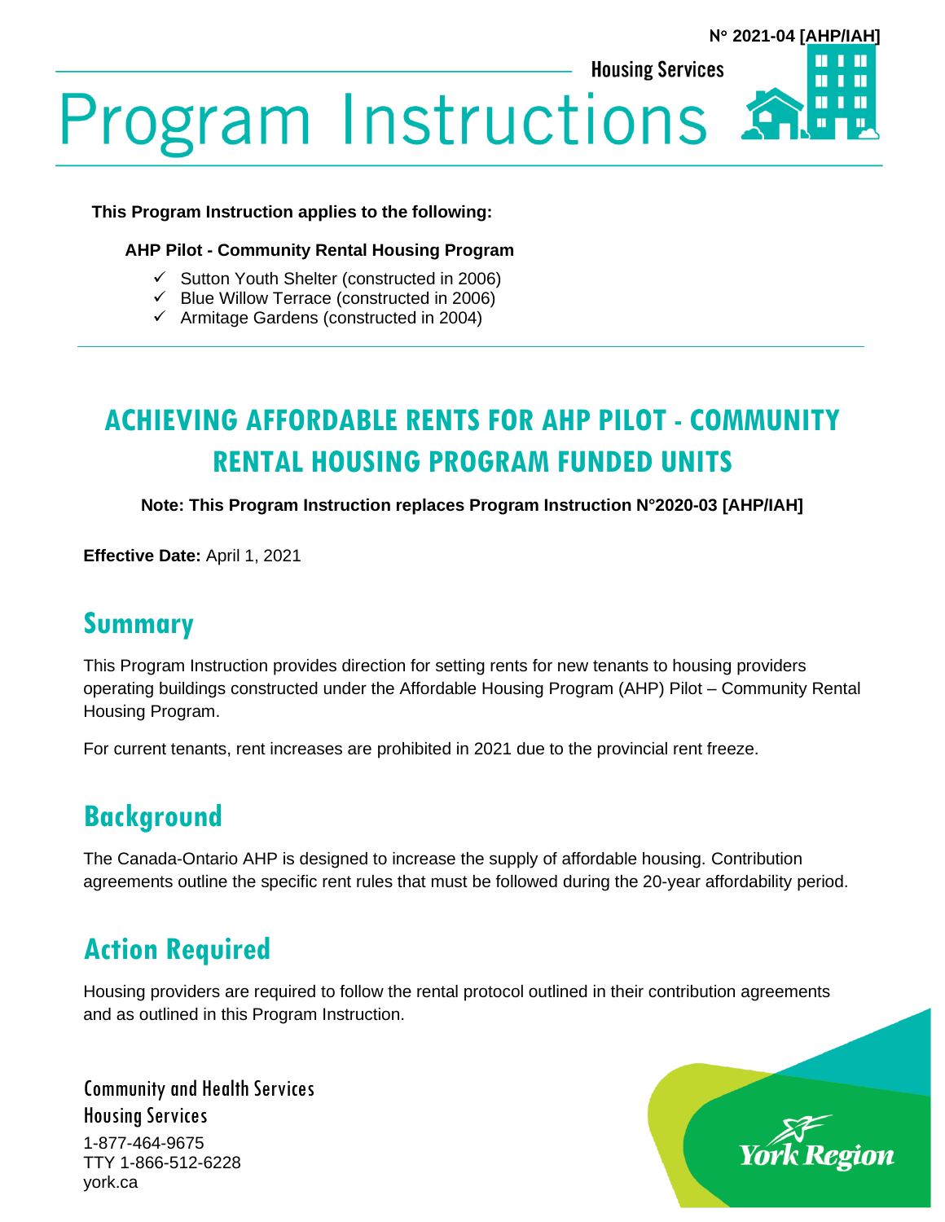N° 2021-04 [AHP/IAH]

Housing Services

# Program Instructions

**This Program Instruction applies to the following:**

**AHP Pilot - Community Rental Housing Program**

- ✓ Sutton Youth Shelter (constructed in 2006)
- ✓ Blue Willow Terrace (constructed in 2006)
- ✓ Armitage Gardens (constructed in 2004)

---

## ACHIEVING AFFORDABLE RENTS FOR AHP PILOT - COMMUNITY RENTAL HOUSING PROGRAM FUNDED UNITS

**Note: This Program Instruction replaces Program Instruction N°2020-03 [AHP/IAH]**

**Effective Date:** April 1, 2021

## Summary

This Program Instruction provides direction for setting rents for new tenants to housing providers operating buildings constructed under the Affordable Housing Program (AHP) Pilot – Community Rental Housing Program.

For current tenants, rent increases are prohibited in 2021 due to the provincial rent freeze.

## Background

The Canada-Ontario AHP is designed to increase the supply of affordable housing. Contribution agreements outline the specific rent rules that must be followed during the 20-year affordability period.

## Action Required

Housing providers are required to follow the rental protocol outlined in their contribution agreements and as outlined in this Program Instruction.

Community and Health Services
Housing Services
1-877-464-9675
TTY 1-866-512-6228
york.ca

York Region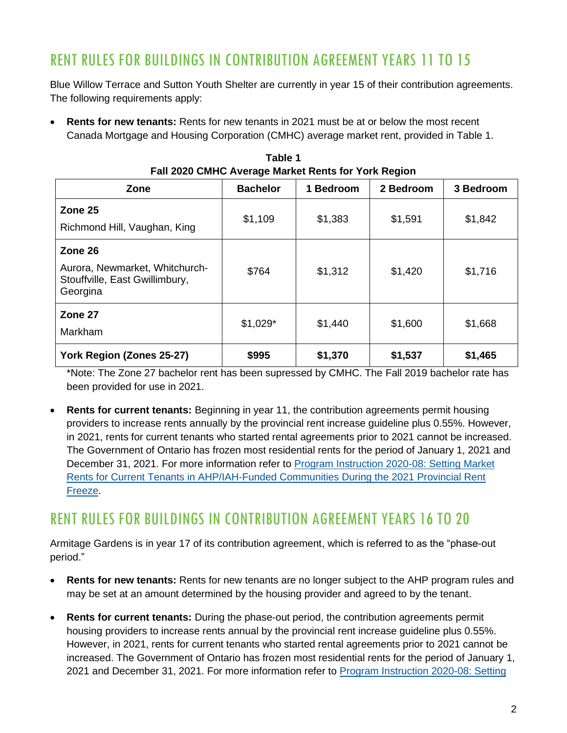## RENT RULES FOR BUILDINGS IN CONTRIBUTION AGREEMENT YEARS 11 TO 15

Blue Willow Terrace and Sutton Youth Shelter are currently in year 15 of their contribution agreements. The following requirements apply:

- **Rents for new tenants:** Rents for new tenants in 2021 must be at or below the most recent Canada Mortgage and Housing Corporation (CMHC) average market rent, provided in Table 1.

**Table 1**
**Fall 2020 CMHC Average Market Rents for York Region**

| Zone | Bachelor | 1 Bedroom | 2 Bedroom | 3 Bedroom |
|---|---|---|---|---|
| **Zone 25** Richmond Hill, Vaughan, King | $1,109 | $1,383 | $1,591 | $1,842 |
| **Zone 26** Aurora, Newmarket, Whitchurch-Stouffville, East Gwillimbury, Georgina | $764 | $1,312 | $1,420 | $1,716 |
| **Zone 27** Markham | $1,029* | $1,440 | $1,600 | $1,668 |
| **York Region (Zones 25-27)** | **$995** | **$1,370** | **$1,537** | **$1,465** |

*Note: The Zone 27 bachelor rent has been supressed by CMHC. The Fall 2019 bachelor rate has been provided for use in 2021.

- **Rents for current tenants:** Beginning in year 11, the contribution agreements permit housing providers to increase rents annually by the provincial rent increase guideline plus 0.55%. However, in 2021, rents for current tenants who started rental agreements prior to 2021 cannot be increased. The Government of Ontario has frozen most residential rents for the period of January 1, 2021 and December 31, 2021. For more information refer to [Program Instruction 2020-08: Setting Market Rents for Current Tenants in AHP/IAH-Funded Communities During the 2021 Provincial Rent Freeze](#).

## RENT RULES FOR BUILDINGS IN CONTRIBUTION AGREEMENT YEARS 16 TO 20

Armitage Gardens is in year 17 of its contribution agreement, which is referred to as the "phase-out period."

- **Rents for new tenants:** Rents for new tenants are no longer subject to the AHP program rules and may be set at an amount determined by the housing provider and agreed to by the tenant.
- **Rents for current tenants:** During the phase-out period, the contribution agreements permit housing providers to increase rents annual by the provincial rent increase guideline plus 0.55%. However, in 2021, rents for current tenants who started rental agreements prior to 2021 cannot be increased. The Government of Ontario has frozen most residential rents for the period of January 1, 2021 and December 31, 2021. For more information refer to [Program Instruction 2020-08: Setting](#)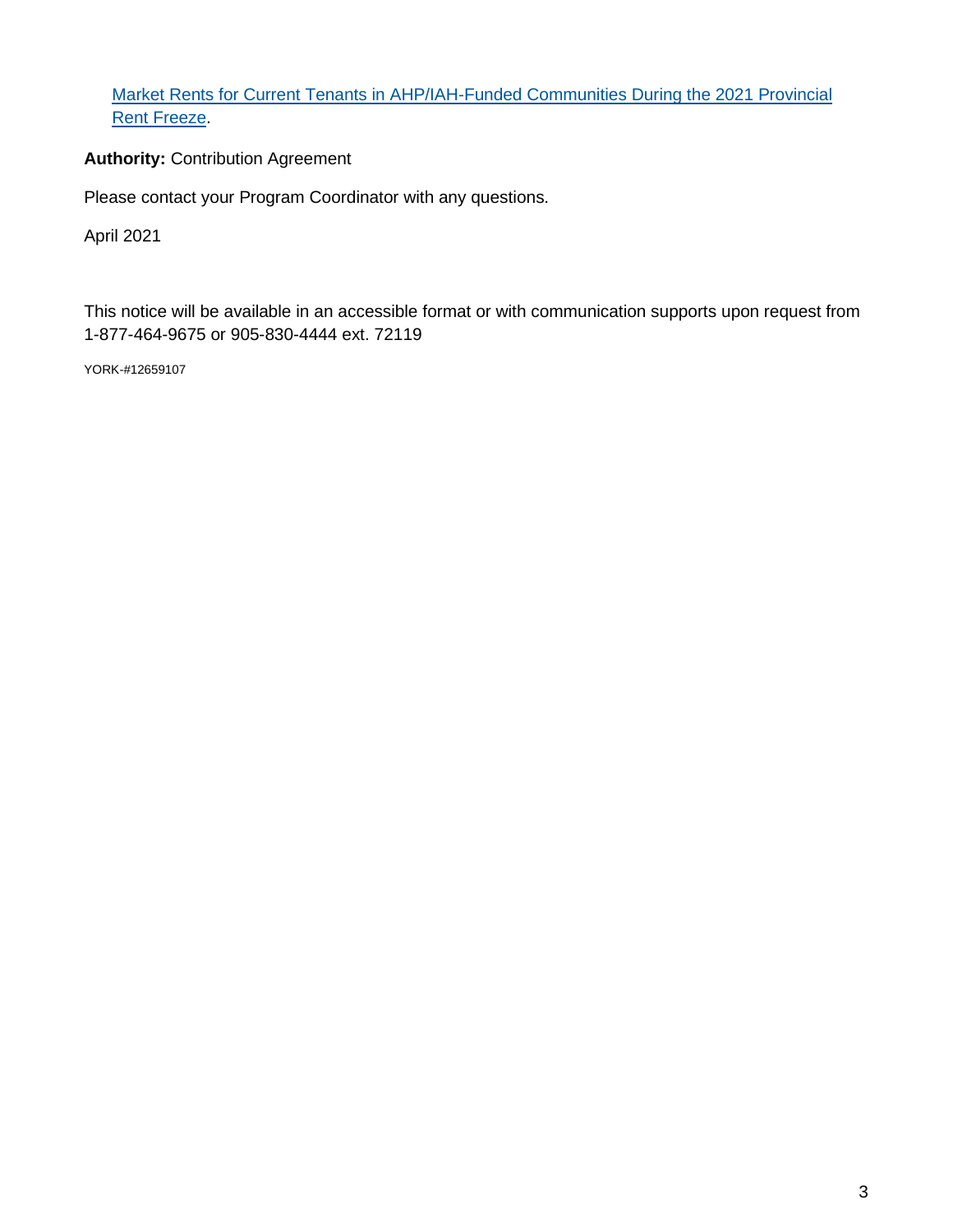[Market Rents for Current Tenants in AHP/IAH-Funded Communities During the 2021 Provincial Rent Freeze].

**Authority:** Contribution Agreement

Please contact your Program Coordinator with any questions.

April 2021

This notice will be available in an accessible format or with communication supports upon request from 1-877-464-9675 or 905-830-4444 ext. 72119

YORK-#12659107